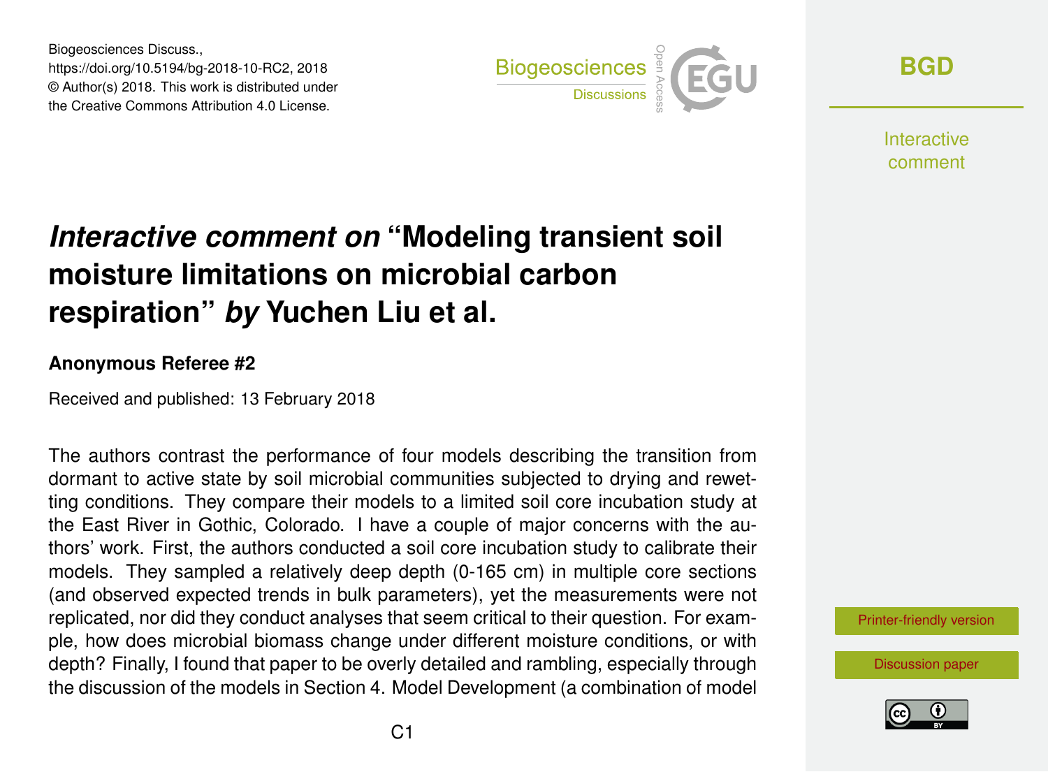# *Interactive comment on* "Modeling transient soil moisture limitations on microbial carbon respiration" *by* Yuchen Liu et al.

**Anonymous Referee #2**

Received and published: 13 February 2018

The authors contrast the performance of four models describing the transition from dormant to active state by soil microbial communities subjected to drying and rewetting conditions. They compare their models to a limited soil core incubation study at the East River in Gothic, Colorado. I have a couple of major concerns with the authors' work. First, the authors conducted a soil core incubation study to calibrate their models. They sampled a relatively deep depth (0-165 cm) in multiple core sections (and observed expected trends in bulk parameters), yet the measurements were not replicated, nor did they conduct analyses that seem critical to their question. For example, how does microbial biomass change under different moisture conditions, or with depth? Finally, I found that paper to be overly detailed and rambling, especially through the discussion of the models in Section 4. Model Development (a combination of model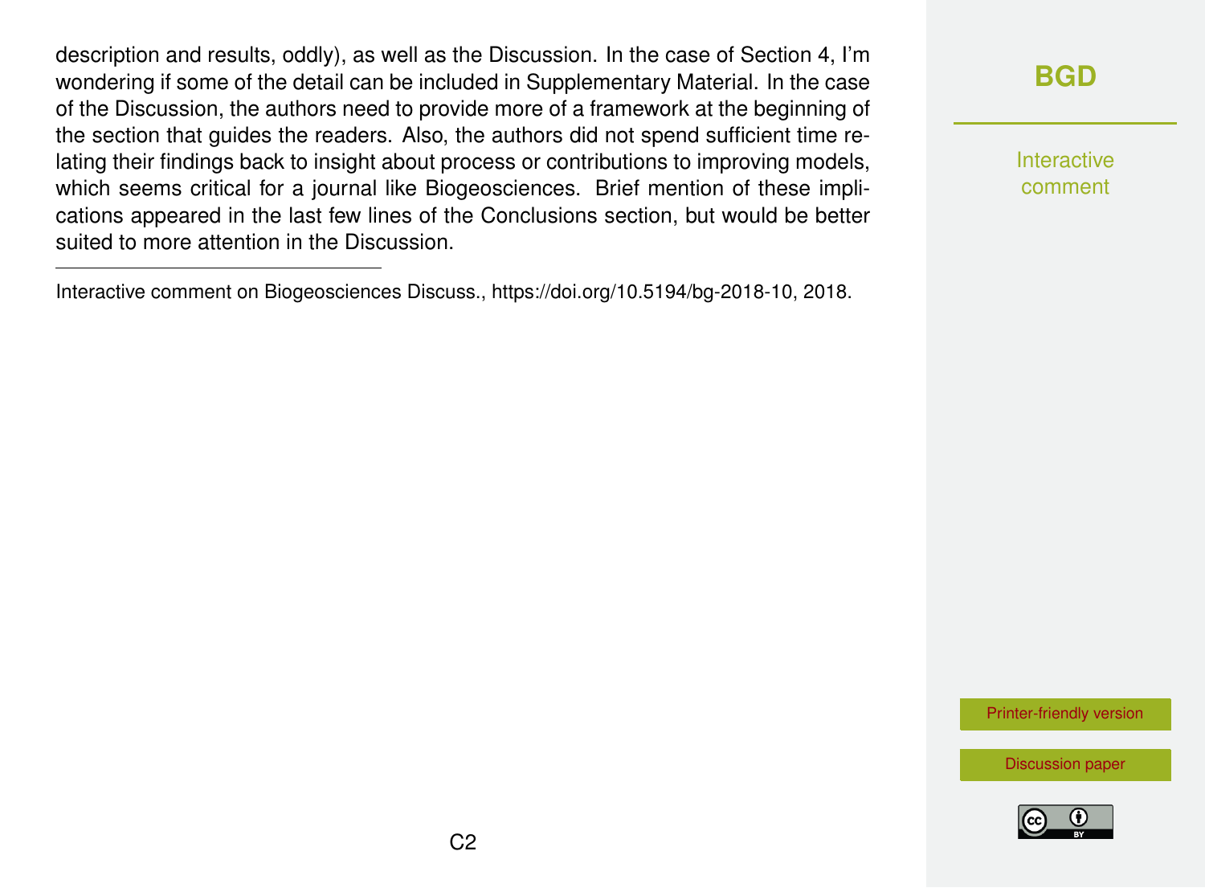description and results, oddly), as well as the Discussion. In the case of Section 4, I'm wondering if some of the detail can be included in Supplementary Material. In the case of the Discussion, the authors need to provide more of a framework at the beginning of the section that guides the readers. Also, the authors did not spend sufficient time relating their findings back to insight about process or contributions to improving models, which seems critical for a journal like Biogeosciences. Brief mention of these implications appeared in the last few lines of the Conclusions section, but would be better suited to more attention in the Discussion.

---

Interactive comment on Biogeosciences Discuss., https://doi.org/10.5194/bg-2018-10, 2018.